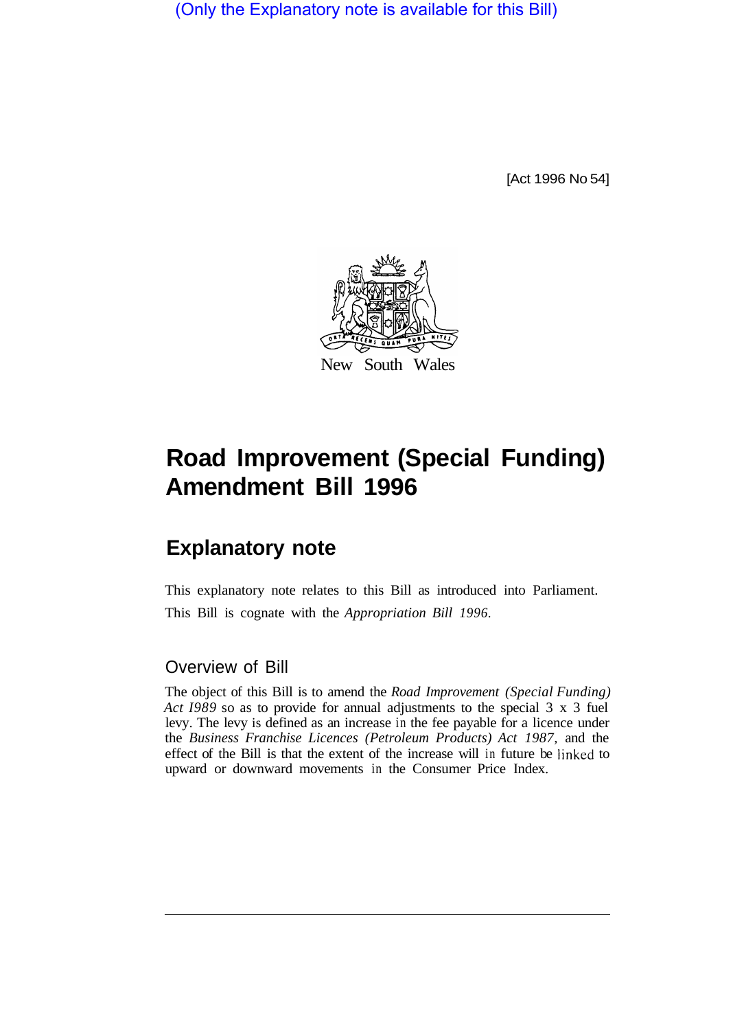(Only the Explanatory note is available for this Bill)

[Act 1996 No 54]

New South Wales

# Road Improvement (Special Funding) Amendment Bill 1996

## Explanatory note

This explanatory note relates to this Bill as introduced into Parliament.

This Bill is cognate with the *Appropriation Bill 1996*.

### Overview of Bill

The object of this Bill is to amend the *Road Improvement (Special Funding) Act 1989* so as to provide for annual adjustments to the special 3 x 3 fuel levy. The levy is defined as an increase in the fee payable for a licence under the *Business Franchise Licences (Petroleum Products) Act 1987*, and the effect of the Bill is that the extent of the increase will in future be linked to upward or downward movements in the Consumer Price Index.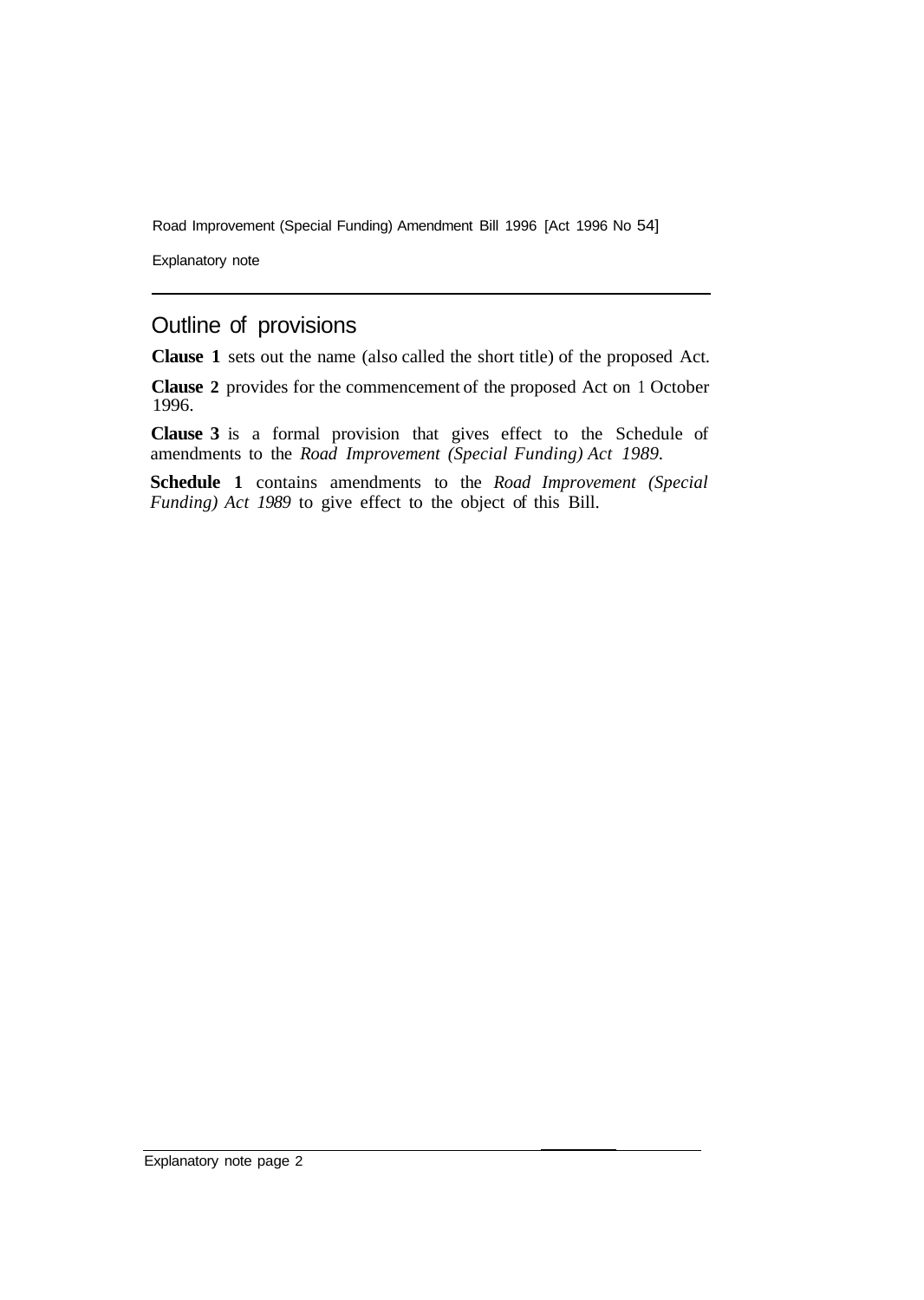## Outline of provisions

**Clause 1** sets out the name (also called the short title) of the proposed Act.

**Clause 2** provides for the commencement of the proposed Act on 1 October 1996.

**Clause 3** is a formal provision that gives effect to the Schedule of amendments to the *Road Improvement (Special Funding) Act 1989*.

**Schedule 1** contains amendments to the *Road Improvement (Special Funding) Act 1989* to give effect to the object of this Bill.